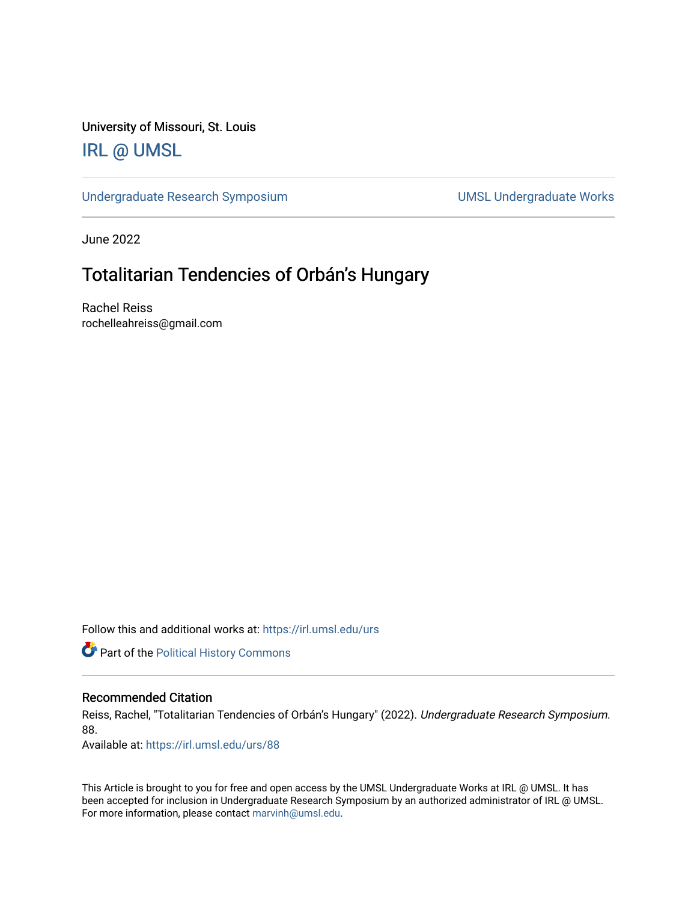University of Missouri, St. Louis

IRL @ UMSL

Undergraduate Research Symposium | UMSL Undergraduate Works

June 2022

# Totalitarian Tendencies of Orbán's Hungary

Rachel Reiss
rochelleahreiss@gmail.com

Follow this and additional works at: https://irl.umsl.edu/urs

Part of the Political History Commons

## Recommended Citation

Reiss, Rachel, "Totalitarian Tendencies of Orbán's Hungary" (2022). *Undergraduate Research Symposium*. 88.
Available at: https://irl.umsl.edu/urs/88

This Article is brought to you for free and open access by the UMSL Undergraduate Works at IRL @ UMSL. It has been accepted for inclusion in Undergraduate Research Symposium by an authorized administrator of IRL @ UMSL. For more information, please contact marvinh@umsl.edu.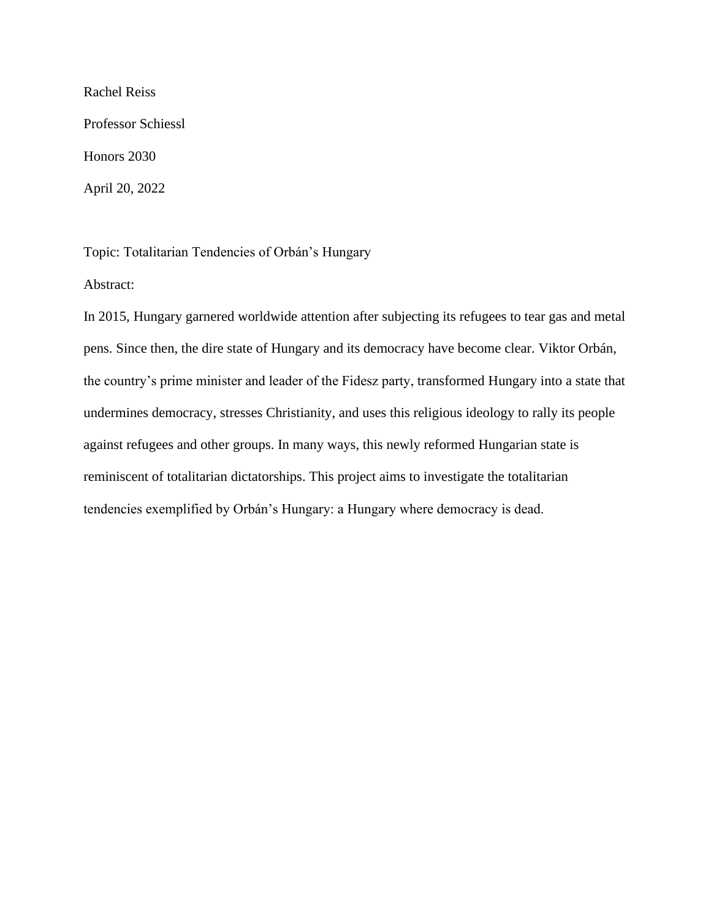Rachel Reiss

Professor Schiessl

Honors 2030

April 20, 2022

Topic: Totalitarian Tendencies of Orbán's Hungary

Abstract:

In 2015, Hungary garnered worldwide attention after subjecting its refugees to tear gas and metal pens. Since then, the dire state of Hungary and its democracy have become clear. Viktor Orbán, the country's prime minister and leader of the Fidesz party, transformed Hungary into a state that undermines democracy, stresses Christianity, and uses this religious ideology to rally its people against refugees and other groups. In many ways, this newly reformed Hungarian state is reminiscent of totalitarian dictatorships. This project aims to investigate the totalitarian tendencies exemplified by Orbán's Hungary: a Hungary where democracy is dead.